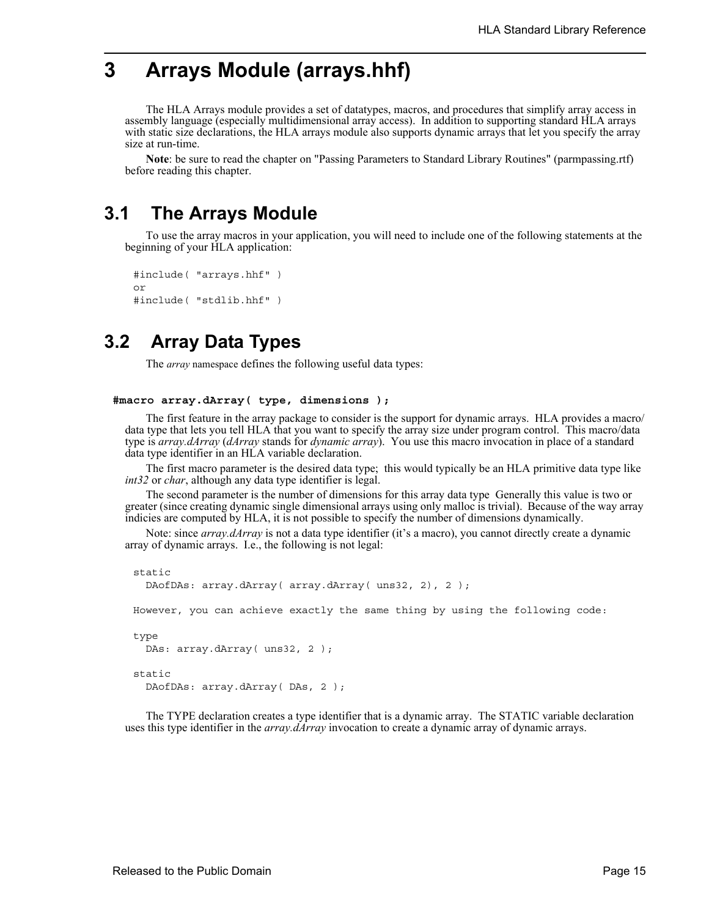# 3 Arrays Module (arrays.hhf)

The HLA Arrays module provides a set of datatypes, macros, and procedures that simplify array access in assembly language (especially multidimensional array access). In addition to supporting standard HLA arrays with static size declarations, the HLA arrays module also supports dynamic arrays that let you specify the array size at run-time.

**Note**: be sure to read the chapter on "Passing Parameters to Standard Library Routines" (parmpassing.rtf) before reading this chapter.

## 3.1 The Arrays Module

To use the array macros in your application, you will need to include one of the following statements at the beginning of your HLA application:

```
#include( "arrays.hhf" )
or
#include( "stdlib.hhf" )
```

## 3.2 Array Data Types

The *array* namespace defines the following useful data types:

**#macro array.dArray( type, dimensions );**

The first feature in the array package to consider is the support for dynamic arrays. HLA provides a macro/data type that lets you tell HLA that you want to specify the array size under program control. This macro/data type is *array.dArray* (*dArray* stands for *dynamic array*). You use this macro invocation in place of a standard data type identifier in an HLA variable declaration.

The first macro parameter is the desired data type; this would typically be an HLA primitive data type like *int32* or *char*, although any data type identifier is legal.

The second parameter is the number of dimensions for this array data type Generally this value is two or greater (since creating dynamic single dimensional arrays using only malloc is trivial). Because of the way array indicies are computed by HLA, it is not possible to specify the number of dimensions dynamically.

Note: since *array.dArray* is not a data type identifier (it's a macro), you cannot directly create a dynamic array of dynamic arrays. I.e., the following is not legal:

```
static
  DAofDAs: array.dArray( array.dArray( uns32, 2), 2 );

However, you can achieve exactly the same thing by using the following code:

type
  DAs: array.dArray( uns32, 2 );

static
  DAofDAs: array.dArray( DAs, 2 );
```

The TYPE declaration creates a type identifier that is a dynamic array. The STATIC variable declaration uses this type identifier in the *array.dArray* invocation to create a dynamic array of dynamic arrays.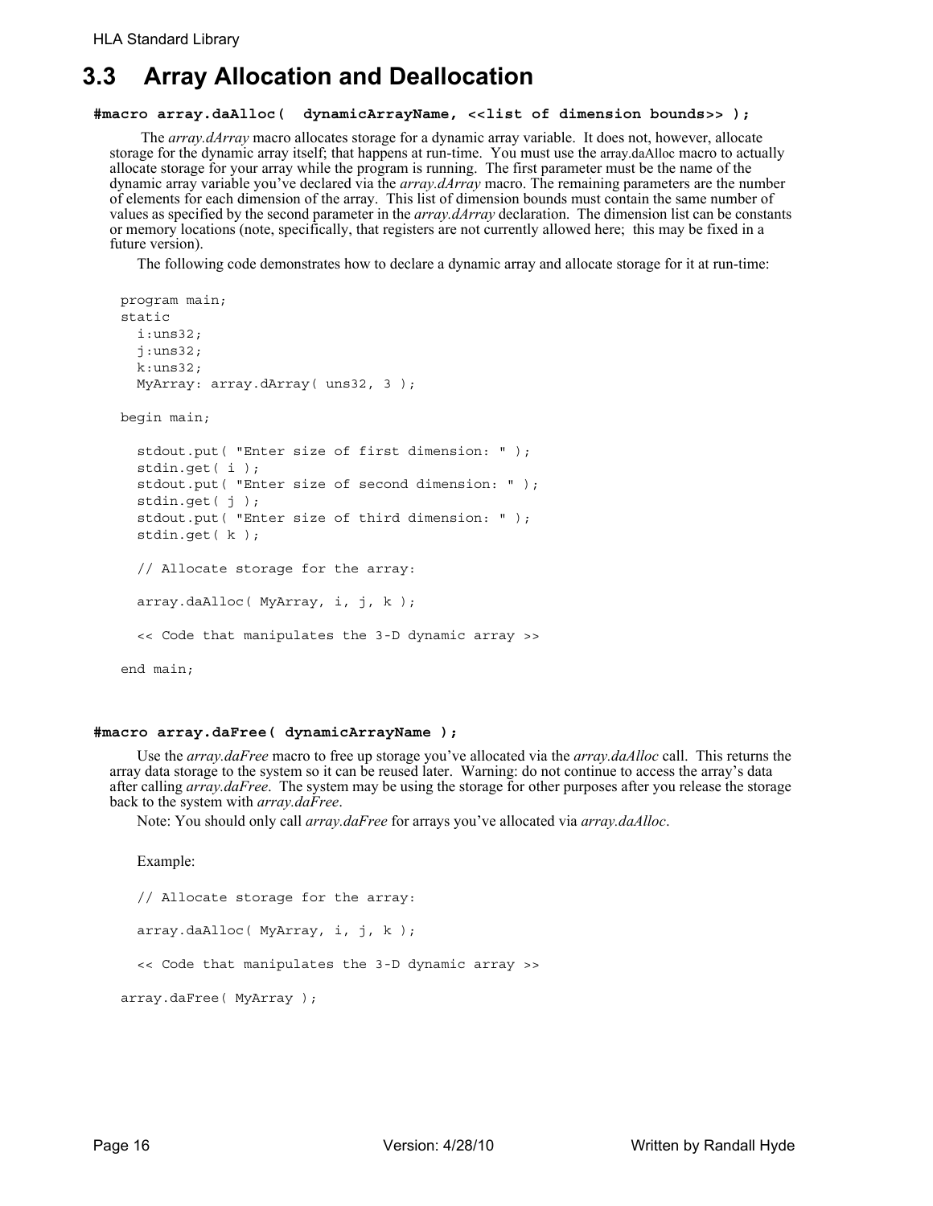## 3.3 Array Allocation and Deallocation

**#macro array.daAlloc( dynamicArrayName, <<list of dimension bounds>> );**

The *array.dArray* macro allocates storage for a dynamic array variable. It does not, however, allocate storage for the dynamic array itself; that happens at run-time. You must use the array.daAlloc macro to actually allocate storage for your array while the program is running. The first parameter must be the name of the dynamic array variable you've declared via the *array.dArray* macro. The remaining parameters are the number of elements for each dimension of the array. This list of dimension bounds must contain the same number of values as specified by the second parameter in the *array.dArray* declaration. The dimension list can be constants or memory locations (note, specifically, that registers are not currently allowed here; this may be fixed in a future version).

The following code demonstrates how to declare a dynamic array and allocate storage for it at run-time:

```
program main;
static
  i:uns32;
  j:uns32;
  k:uns32;
  MyArray: array.dArray( uns32, 3 );

begin main;

  stdout.put( "Enter size of first dimension: " );
  stdin.get( i );
  stdout.put( "Enter size of second dimension: " );
  stdin.get( j );
  stdout.put( "Enter size of third dimension: " );
  stdin.get( k );

  // Allocate storage for the array:

  array.daAlloc( MyArray, i, j, k );

  << Code that manipulates the 3-D dynamic array >>

end main;
```

**#macro array.daFree( dynamicArrayName );**

Use the *array.daFree* macro to free up storage you've allocated via the *array.daAlloc* call. This returns the array data storage to the system so it can be reused later. Warning: do not continue to access the array's data after calling *array.daFree*. The system may be using the storage for other purposes after you release the storage back to the system with *array.daFree*.

Note: You should only call *array.daFree* for arrays you've allocated via *array.daAlloc*.

Example:

```
  // Allocate storage for the array:

  array.daAlloc( MyArray, i, j, k );

  << Code that manipulates the 3-D dynamic array >>

array.daFree( MyArray );
```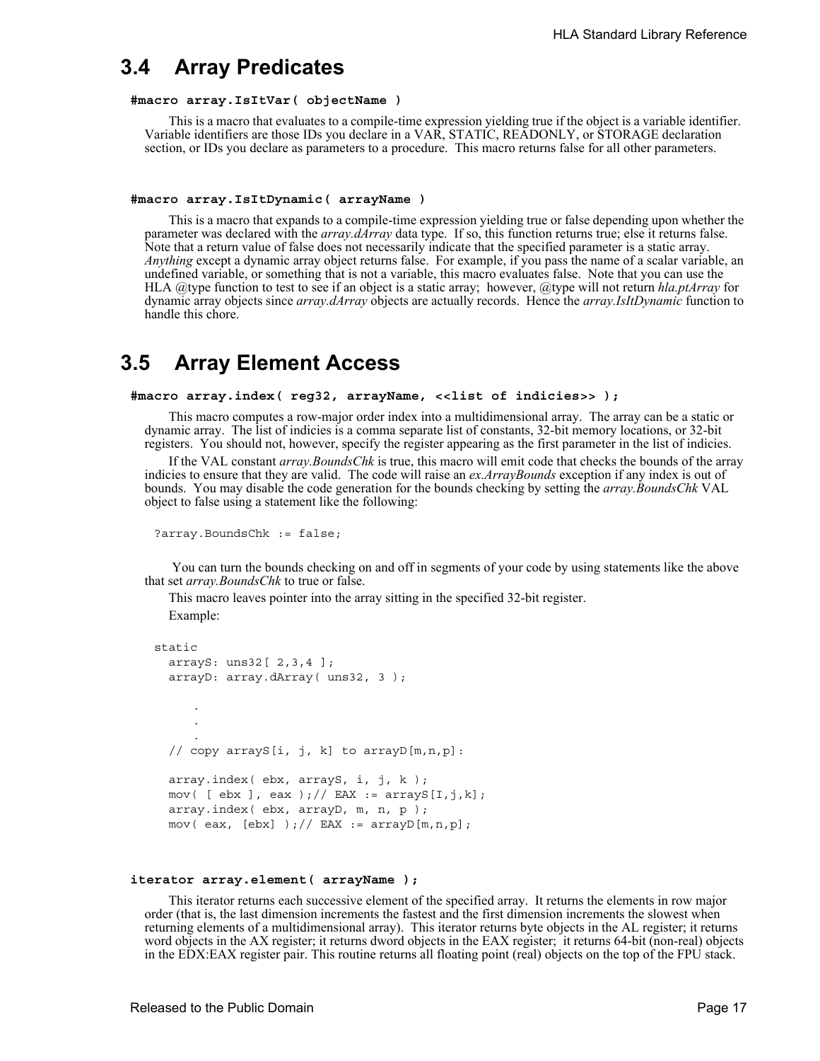## 3.4 Array Predicates

**#macro array.IsItVar( objectName )**

This is a macro that evaluates to a compile-time expression yielding true if the object is a variable identifier. Variable identifiers are those IDs you declare in a VAR, STATIC, READONLY, or STORAGE declaration section, or IDs you declare as parameters to a procedure. This macro returns false for all other parameters.

**#macro array.IsItDynamic( arrayName )**

This is a macro that expands to a compile-time expression yielding true or false depending upon whether the parameter was declared with the *array.dArray* data type. If so, this function returns true; else it returns false. Note that a return value of false does not necessarily indicate that the specified parameter is a static array. *Anything* except a dynamic array object returns false. For example, if you pass the name of a scalar variable, an undefined variable, or something that is not a variable, this macro evaluates false. Note that you can use the HLA @type function to test to see if an object is a static array; however, @type will not return *hla.ptArray* for dynamic array objects since *array.dArray* objects are actually records. Hence the *array.IsItDynamic* function to handle this chore.

## 3.5 Array Element Access

**#macro array.index( reg32, arrayName, <<list of indicies>> );**

This macro computes a row-major order index into a multidimensional array. The array can be a static or dynamic array. The list of indicies is a comma separate list of constants, 32-bit memory locations, or 32-bit registers. You should not, however, specify the register appearing as the first parameter in the list of indicies.

If the VAL constant *array.BoundsChk* is true, this macro will emit code that checks the bounds of the array indicies to ensure that they are valid. The code will raise an *ex.ArrayBounds* exception if any index is out of bounds. You may disable the code generation for the bounds checking by setting the *array.BoundsChk* VAL object to false using a statement like the following:

```
?array.BoundsChk := false;
```

You can turn the bounds checking on and off in segments of your code by using statements like the above that set *array.BoundsChk* to true or false.

This macro leaves pointer into the array sitting in the specified 32-bit register.

Example:

```
static
  arrayS: uns32[ 2,3,4 ];
  arrayD: array.dArray( uns32, 3 );

      .
      .
      .
  // copy arrayS[i, j, k] to arrayD[m,n,p]:

  array.index( ebx, arrayS, i, j, k );
  mov( [ ebx ], eax );// EAX := arrayS[I,j,k];
  array.index( ebx, arrayD, m, n, p );
  mov( eax, [ebx] );// EAX := arrayD[m,n,p];
```

**iterator array.element( arrayName );**

This iterator returns each successive element of the specified array. It returns the elements in row major order (that is, the last dimension increments the fastest and the first dimension increments the slowest when returning elements of a multidimensional array). This iterator returns byte objects in the AL register; it returns word objects in the AX register; it returns dword objects in the EAX register; it returns 64-bit (non-real) objects in the EDX:EAX register pair. This routine returns all floating point (real) objects on the top of the FPU stack.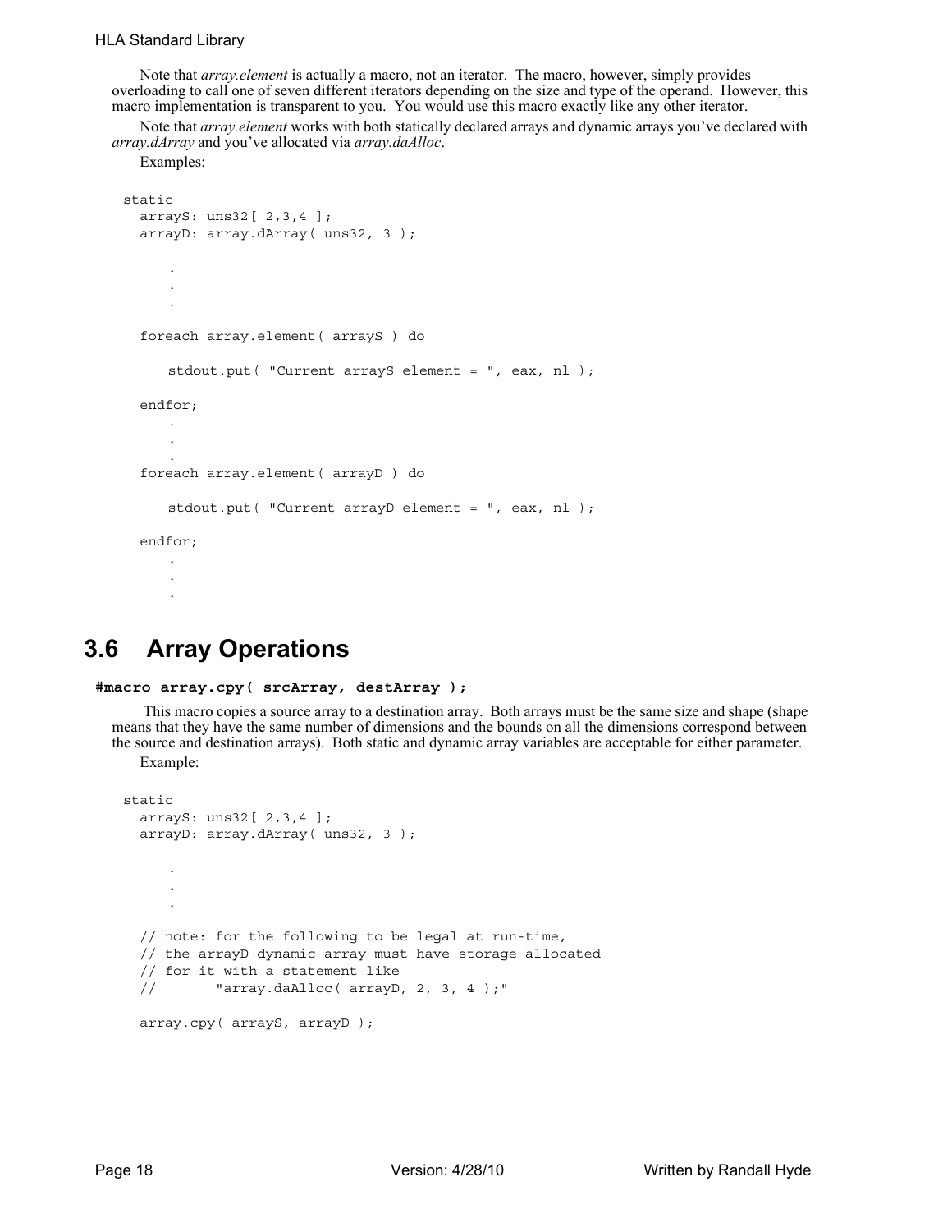Note that *array.element* is actually a macro, not an iterator. The macro, however, simply provides overloading to call one of seven different iterators depending on the size and type of the operand. However, this macro implementation is transparent to you. You would use this macro exactly like any other iterator.

Note that *array.element* works with both statically declared arrays and dynamic arrays you've declared with *array.dArray* and you've allocated via *array.daAlloc*.

Examples:

```
static
  arrayS: uns32[ 2,3,4 ];
  arrayD: array.dArray( uns32, 3 );

     .
     .
     .

  foreach array.element( arrayS ) do

     stdout.put( "Current arrayS element = ", eax, nl );

  endfor;
     .
     .
     .
  foreach array.element( arrayD ) do

     stdout.put( "Current arrayD element = ", eax, nl );

  endfor;
     .
     .
     .
```

## 3.6 Array Operations

**#macro array.cpy( srcArray, destArray );**

This macro copies a source array to a destination array. Both arrays must be the same size and shape (shape means that they have the same number of dimensions and the bounds on all the dimensions correspond between the source and destination arrays). Both static and dynamic array variables are acceptable for either parameter.

Example:

```
static
  arrayS: uns32[ 2,3,4 ];
  arrayD: array.dArray( uns32, 3 );

     .
     .
     .

  // note: for the following to be legal at run-time,
  // the arrayD dynamic array must have storage allocated
  // for it with a statement like
  //       "array.daAlloc( arrayD, 2, 3, 4 );"

  array.cpy( arrayS, arrayD );
```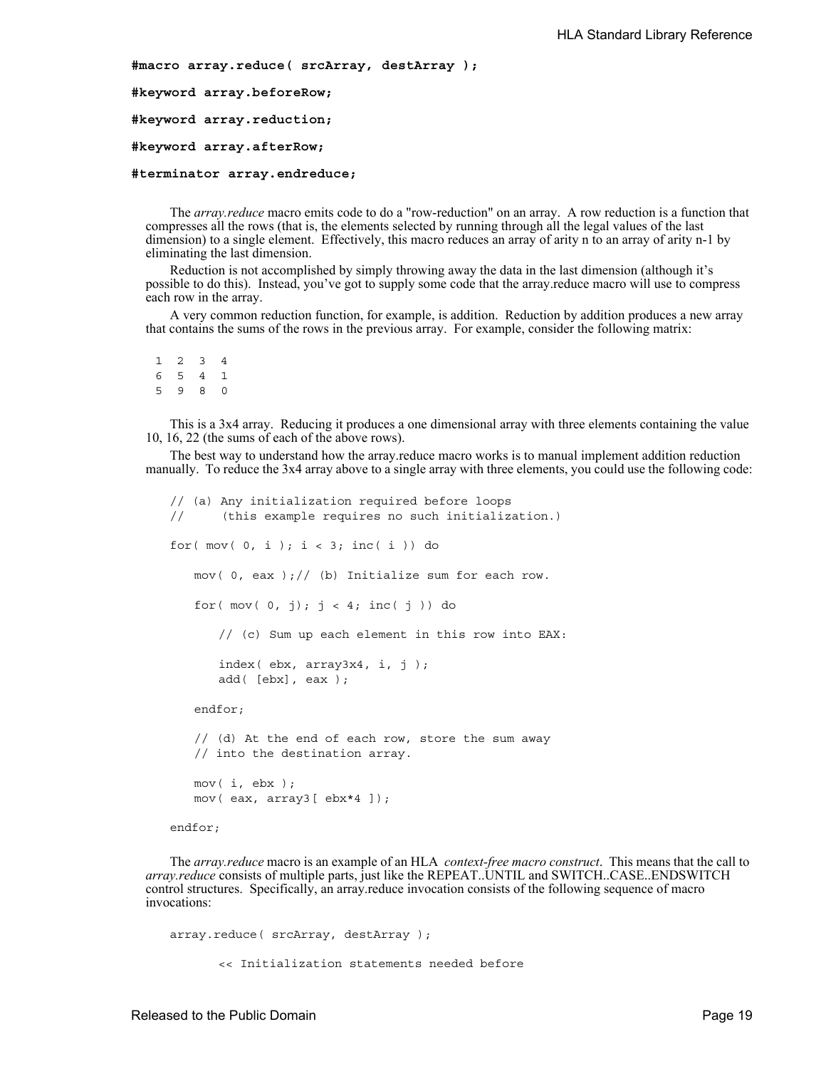```
#macro array.reduce( srcArray, destArray );

#keyword array.beforeRow;

#keyword array.reduction;

#keyword array.afterRow;

#terminator array.endreduce;
```

The *array.reduce* macro emits code to do a "row-reduction" on an array. A row reduction is a function that compresses all the rows (that is, the elements selected by running through all the legal values of the last dimension) to a single element. Effectively, this macro reduces an array of arity n to an array of arity n-1 by eliminating the last dimension.

Reduction is not accomplished by simply throwing away the data in the last dimension (although it's possible to do this). Instead, you've got to supply some code that the array.reduce macro will use to compress each row in the array.

A very common reduction function, for example, is addition. Reduction by addition produces a new array that contains the sums of the rows in the previous array. For example, consider the following matrix:

```
1  2  3  4
6  5  4  1
5  9  8  0
```

This is a 3x4 array. Reducing it produces a one dimensional array with three elements containing the value 10, 16, 22 (the sums of each of the above rows).

The best way to understand how the array.reduce macro works is to manual implement addition reduction manually. To reduce the 3x4 array above to a single array with three elements, you could use the following code:

```
// (a) Any initialization required before loops
//     (this example requires no such initialization.)

for( mov( 0, i ); i < 3; inc( i )) do

    mov( 0, eax );// (b) Initialize sum for each row.

    for( mov( 0, j); j < 4; inc( j )) do

        // (c) Sum up each element in this row into EAX:

        index( ebx, array3x4, i, j );
        add( [ebx], eax );

    endfor;

    // (d) At the end of each row, store the sum away
    // into the destination array.

    mov( i, ebx );
    mov( eax, array3[ ebx*4 ]);

endfor;
```

The *array.reduce* macro is an example of an HLA *context-free macro construct*. This means that the call to *array.reduce* consists of multiple parts, just like the REPEAT..UNTIL and SWITCH..CASE..ENDSWITCH control structures. Specifically, an array.reduce invocation consists of the following sequence of macro invocations:

```
array.reduce( srcArray, destArray );

        << Initialization statements needed before
```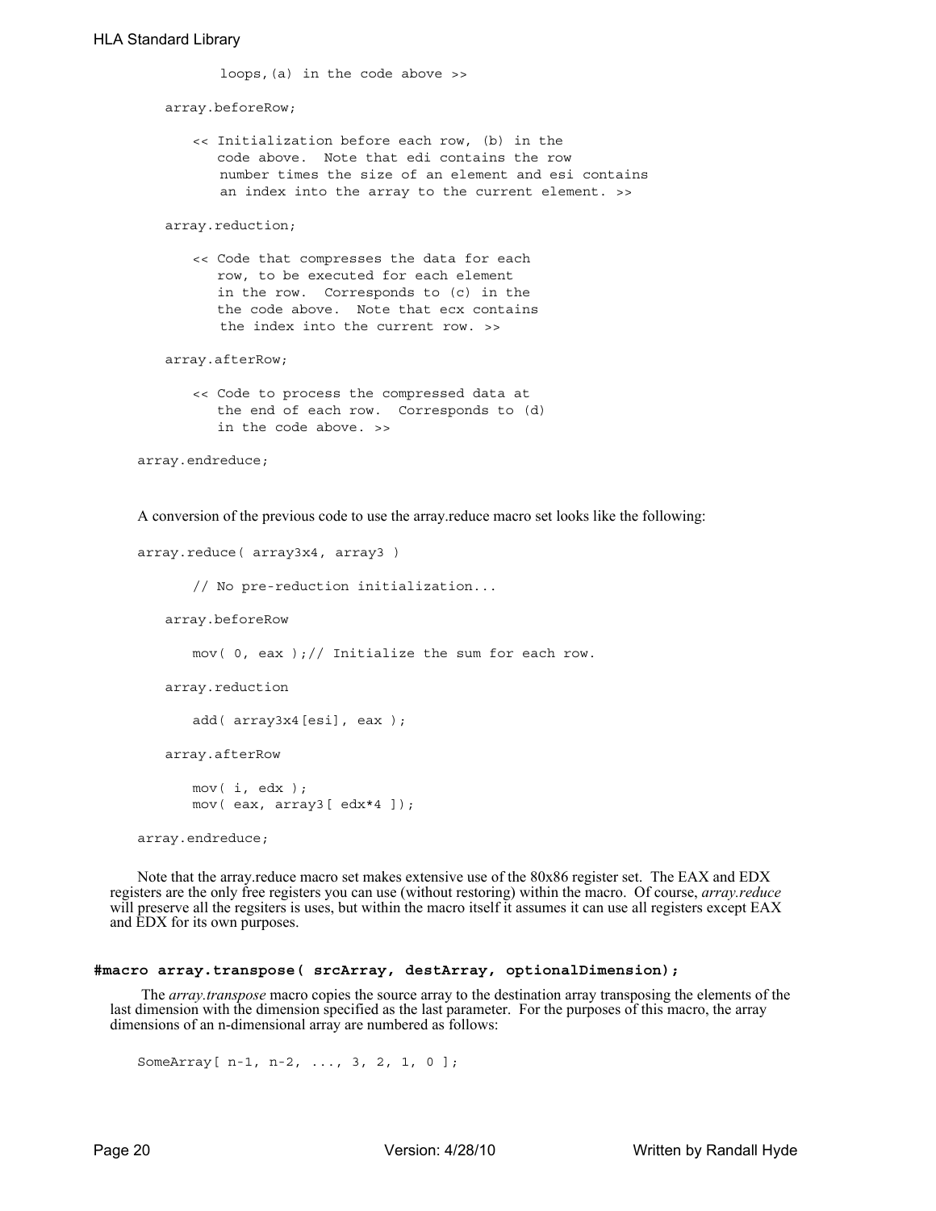```
            loops,(a) in the code above >>

    array.beforeRow;

        << Initialization before each row, (b) in the
           code above.  Note that edi contains the row
           number times the size of an element and esi contains
           an index into the array to the current element. >>

    array.reduction;

        << Code that compresses the data for each
           row, to be executed for each element
           in the row.  Corresponds to (c) in the
           the code above.  Note that ecx contains
           the index into the current row. >>

    array.afterRow;

        << Code to process the compressed data at
           the end of each row.  Corresponds to (d)
           in the code above. >>

array.endreduce;
```

A conversion of the previous code to use the array.reduce macro set looks like the following:

```
array.reduce( array3x4, array3 )

        // No pre-reduction initialization...

    array.beforeRow

        mov( 0, eax );// Initialize the sum for each row.

    array.reduction

        add( array3x4[esi], eax );

    array.afterRow

        mov( i, edx );
        mov( eax, array3[ edx*4 ]);

array.endreduce;
```

Note that the array.reduce macro set makes extensive use of the 80x86 register set. The EAX and EDX registers are the only free registers you can use (without restoring) within the macro. Of course, *array.reduce* will preserve all the regsiters is uses, but within the macro itself it assumes it can use all registers except EAX and EDX for its own purposes.

#### **#macro array.transpose( srcArray, destArray, optionalDimension);**

The *array.transpose* macro copies the source array to the destination array transposing the elements of the last dimension with the dimension specified as the last parameter. For the purposes of this macro, the array dimensions of an n-dimensional array are numbered as follows:

```
SomeArray[ n-1, n-2, ..., 3, 2, 1, 0 ];
```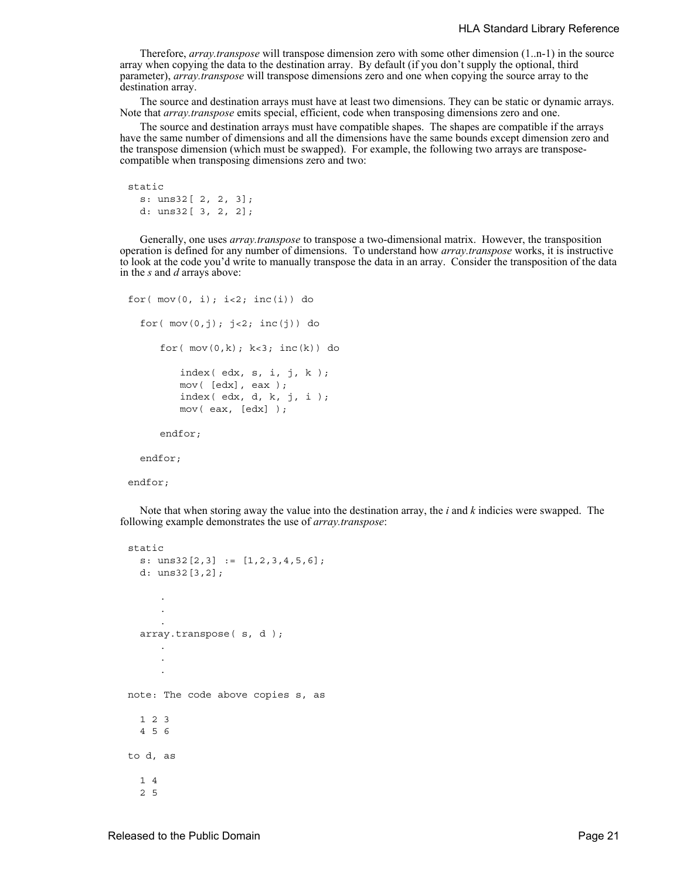Therefore, *array.transpose* will transpose dimension zero with some other dimension (1..n-1) in the source array when copying the data to the destination array. By default (if you don't supply the optional, third parameter), *array.transpose* will transpose dimensions zero and one when copying the source array to the destination array.

The source and destination arrays must have at least two dimensions. They can be static or dynamic arrays. Note that *array.transpose* emits special, efficient, code when transposing dimensions zero and one.

The source and destination arrays must have compatible shapes. The shapes are compatible if the arrays have the same number of dimensions and all the dimensions have the same bounds except dimension zero and the transpose dimension (which must be swapped). For example, the following two arrays are transpose-compatible when transposing dimensions zero and two:

```
static
  s: uns32[ 2, 2, 3];
  d: uns32[ 3, 2, 2];
```

Generally, one uses *array.transpose* to transpose a two-dimensional matrix. However, the transposition operation is defined for any number of dimensions. To understand how *array.transpose* works, it is instructive to look at the code you'd write to manually transpose the data in an array. Consider the transposition of the data in the *s* and *d* arrays above:

```
for( mov(0, i); i<2; inc(i)) do

  for( mov(0,j); j<2; inc(j)) do

     for( mov(0,k); k<3; inc(k)) do

        index( edx, s, i, j, k );
        mov( [edx], eax );
        index( edx, d, k, j, i );
        mov( eax, [edx] );

     endfor;

  endfor;

endfor;
```

Note that when storing away the value into the destination array, the *i* and *k* indicies were swapped. The following example demonstrates the use of *array.transpose*:

```
static
  s: uns32[2,3] := [1,2,3,4,5,6];
  d: uns32[3,2];

     .
     .
     .
  array.transpose( s, d );
     .
     .
     .

note: The code above copies s, as

  1 2 3
  4 5 6

to d, as

  1 4
  2 5
```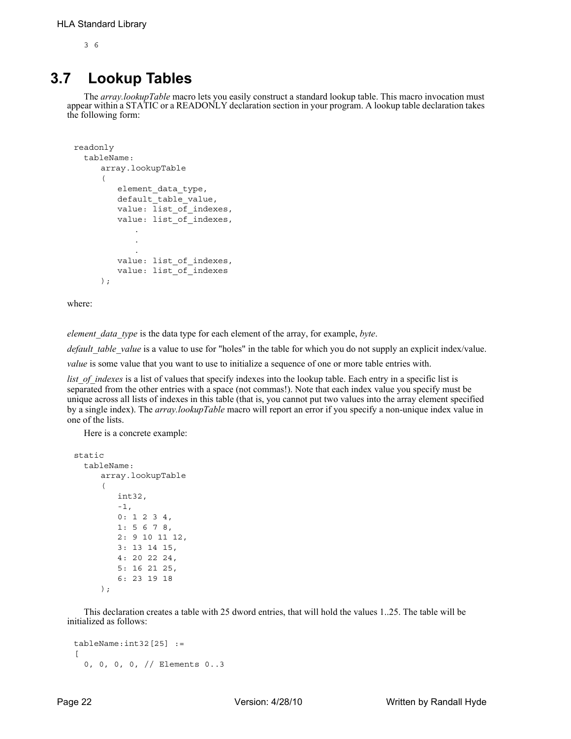```
3 6
```

## 3.7 Lookup Tables

The *array.lookupTable* macro lets you easily construct a standard lookup table. This macro invocation must appear within a STATIC or a READONLY declaration section in your program. A lookup table declaration takes the following form:

```
readonly
  tableName:
     array.lookupTable
     (
        element_data_type,
        default_table_value,
        value: list_of_indexes,
        value: list_of_indexes,
            .
            .
            .
        value: list_of_indexes,
        value: list_of_indexes
     );
```

where:

*element_data_type* is the data type for each element of the array, for example, *byte*.

*default_table_value* is a value to use for "holes" in the table for which you do not supply an explicit index/value.

*value* is some value that you want to use to initialize a sequence of one or more table entries with.

*list_of_indexes* is a list of values that specify indexes into the lookup table. Each entry in a specific list is separated from the other entries with a space (not commas!). Note that each index value you specify must be unique across all lists of indexes in this table (that is, you cannot put two values into the array element specified by a single index). The *array.lookupTable* macro will report an error if you specify a non-unique index value in one of the lists.

Here is a concrete example:

```
static
  tableName:
     array.lookupTable
     (
        int32,
        -1,
        0: 1 2 3 4,
        1: 5 6 7 8,
        2: 9 10 11 12,
        3: 13 14 15,
        4: 20 22 24,
        5: 16 21 25,
        6: 23 19 18
     );
```

This declaration creates a table with 25 dword entries, that will hold the values 1..25. The table will be initialized as follows:

```
tableName:int32[25] :=
[
  0, 0, 0, 0, // Elements 0..3
```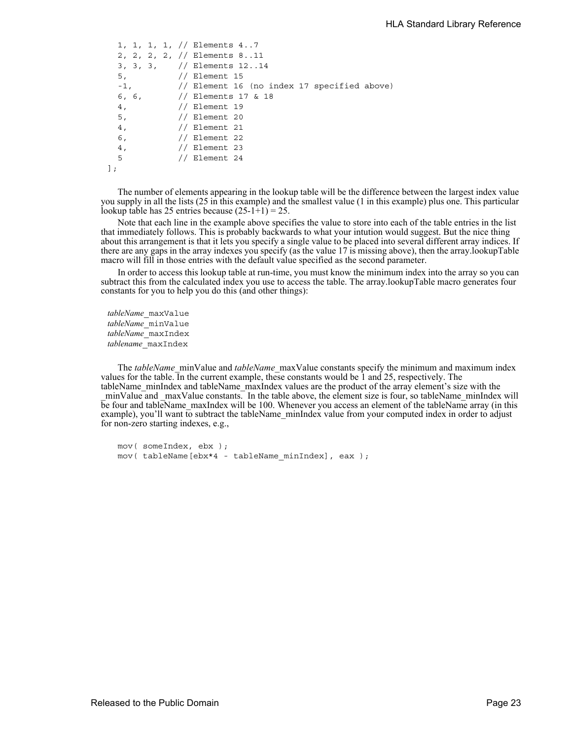```
    1, 1, 1, 1, // Elements 4..7
    2, 2, 2, 2, // Elements 8..11
    3, 3, 3,    // Elements 12..14
    5,          // Element 15
    -1,         // Element 16 (no index 17 specified above)
    6, 6,       // Elements 17 & 18
    4,          // Element 19
    5,          // Element 20
    4,          // Element 21
    6,          // Element 22
    4,          // Element 23
    5           // Element 24
];
```

The number of elements appearing in the lookup table will be the difference between the largest index value you supply in all the lists (25 in this example) and the smallest value (1 in this example) plus one. This particular lookup table has 25 entries because (25-1+1) = 25.

Note that each line in the example above specifies the value to store into each of the table entries in the list that immediately follows. This is probably backwards to what your intution would suggest. But the nice thing about this arrangement is that it lets you specify a single value to be placed into several different array indices. If there are any gaps in the array indexes you specify (as the value 17 is missing above), then the array.lookupTable macro will fill in those entries with the default value specified as the second parameter.

In order to access this lookup table at run-time, you must know the minimum index into the array so you can subtract this from the calculated index you use to access the table. The array.lookupTable macro generates four constants for you to help you do this (and other things):

*tableName*_maxValue
*tableName*_minValue
*tableName*_maxIndex
*tablename*_maxIndex

The *tableName*_minValue and *tableName*_maxValue constants specify the minimum and maximum index values for the table. In the current example, these constants would be 1 and 25, respectively. The tableName_minIndex and tableName_maxIndex values are the product of the array element's size with the _minValue and _maxValue constants. In the table above, the element size is four, so tableName_minIndex will be four and tableName_maxIndex will be 100. Whenever you access an element of the tableName array (in this example), you'll want to subtract the tableName_minIndex value from your computed index in order to adjust for non-zero starting indexes, e.g.,

```
mov( someIndex, ebx );
mov( tableName[ebx*4 - tableName_minIndex], eax );
```